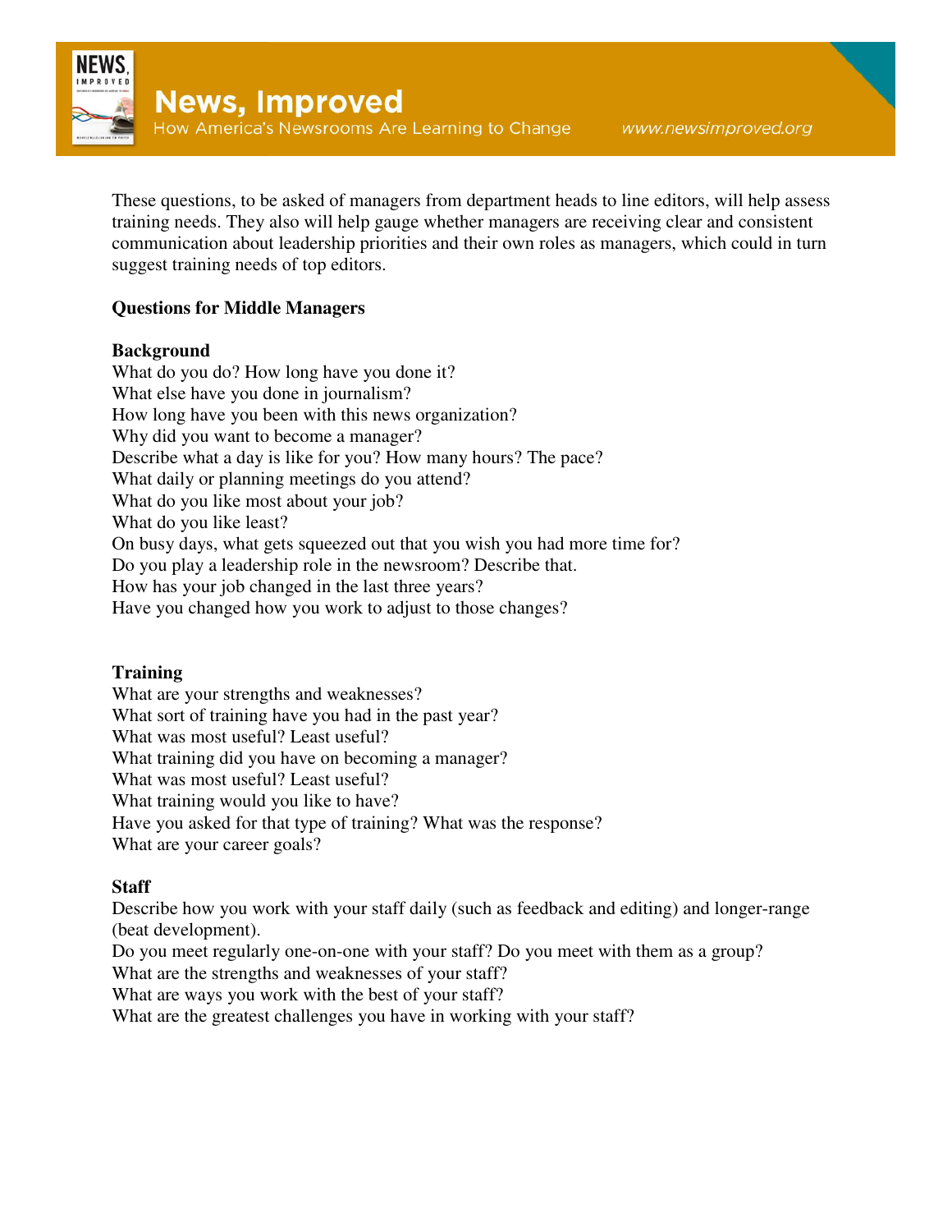# News, Improved

How America's Newsrooms Are Learning to Change

www.newsimproved.org

These questions, to be asked of managers from department heads to line editors, will help assess training needs. They also will help gauge whether managers are receiving clear and consistent communication about leadership priorities and their own roles as managers, which could in turn suggest training needs of top editors.

## Questions for Middle Managers

### Background

What do you do? How long have you done it?
What else have you done in journalism?
How long have you been with this news organization?
Why did you want to become a manager?
Describe what a day is like for you? How many hours? The pace?
What daily or planning meetings do you attend?
What do you like most about your job?
What do you like least?
On busy days, what gets squeezed out that you wish you had more time for?
Do you play a leadership role in the newsroom? Describe that.
How has your job changed in the last three years?
Have you changed how you work to adjust to those changes?

### Training

What are your strengths and weaknesses?
What sort of training have you had in the past year?
What was most useful? Least useful?
What training did you have on becoming a manager?
What was most useful? Least useful?
What training would you like to have?
Have you asked for that type of training? What was the response?
What are your career goals?

### Staff

Describe how you work with your staff daily (such as feedback and editing) and longer-range (beat development).
Do you meet regularly one-on-one with your staff? Do you meet with them as a group?
What are the strengths and weaknesses of your staff?
What are ways you work with the best of your staff?
What are the greatest challenges you have in working with your staff?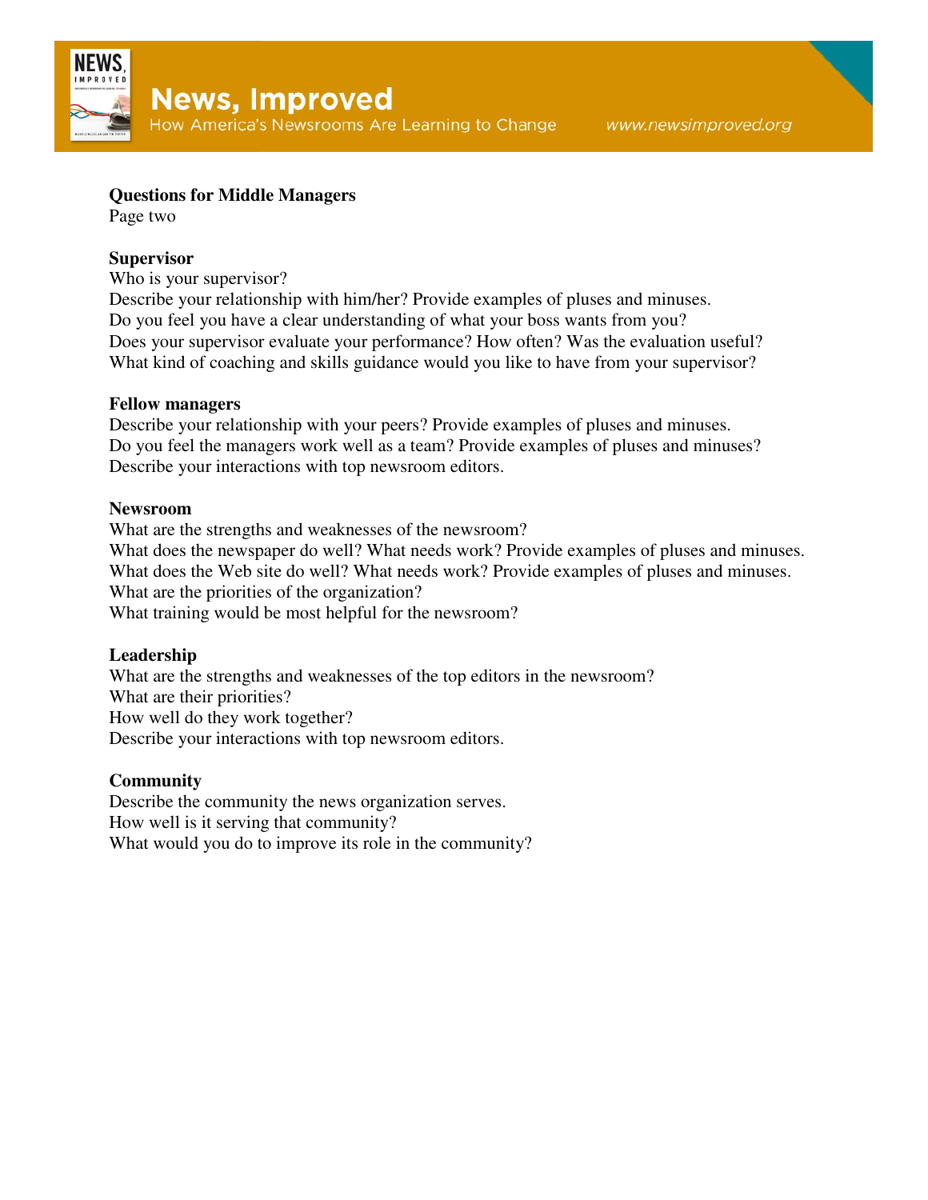**Questions for Middle Managers**
Page two

**Supervisor**
Who is your supervisor?
Describe your relationship with him/her? Provide examples of pluses and minuses.
Do you feel you have a clear understanding of what your boss wants from you?
Does your supervisor evaluate your performance? How often? Was the evaluation useful?
What kind of coaching and skills guidance would you like to have from your supervisor?

**Fellow managers**
Describe your relationship with your peers? Provide examples of pluses and minuses.
Do you feel the managers work well as a team? Provide examples of pluses and minuses?
Describe your interactions with top newsroom editors.

**Newsroom**
What are the strengths and weaknesses of the newsroom?
What does the newspaper do well? What needs work? Provide examples of pluses and minuses.
What does the Web site do well? What needs work? Provide examples of pluses and minuses.
What are the priorities of the organization?
What training would be most helpful for the newsroom?

**Leadership**
What are the strengths and weaknesses of the top editors in the newsroom?
What are their priorities?
How well do they work together?
Describe your interactions with top newsroom editors.

**Community**
Describe the community the news organization serves.
How well is it serving that community?
What would you do to improve its role in the community?